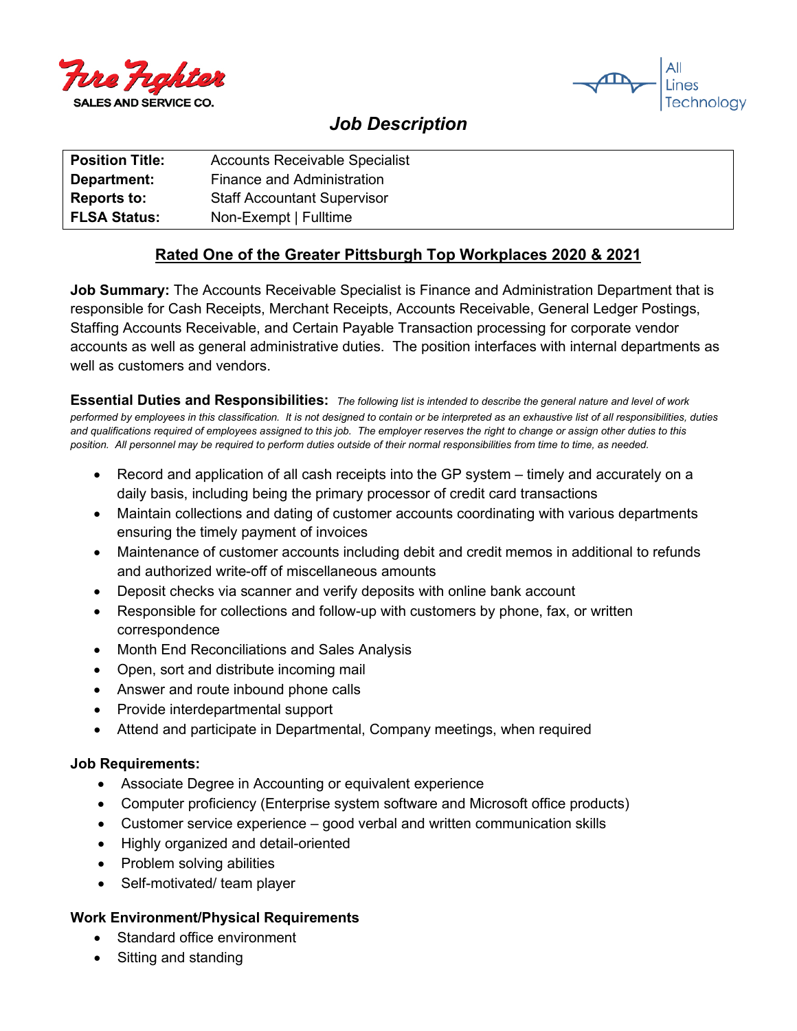Fire Fighter SALES AND SERVICE CO.

All Lines Technology

# Job Description

| | |
|---|---|
| **Position Title:** | Accounts Receivable Specialist |
| **Department:** | Finance and Administration |
| **Reports to:** | Staff Accountant Supervisor |
| **FLSA Status:** | Non-Exempt \| Fulltime |

## Rated One of the Greater Pittsburgh Top Workplaces 2020 & 2021

**Job Summary:** The Accounts Receivable Specialist is Finance and Administration Department that is responsible for Cash Receipts, Merchant Receipts, Accounts Receivable, General Ledger Postings, Staffing Accounts Receivable, and Certain Payable Transaction processing for corporate vendor accounts as well as general administrative duties. The position interfaces with internal departments as well as customers and vendors.

**Essential Duties and Responsibilities:** *The following list is intended to describe the general nature and level of work performed by employees in this classification. It is not designed to contain or be interpreted as an exhaustive list of all responsibilities, duties and qualifications required of employees assigned to this job. The employer reserves the right to change or assign other duties to this position. All personnel may be required to perform duties outside of their normal responsibilities from time to time, as needed.*

- Record and application of all cash receipts into the GP system – timely and accurately on a daily basis, including being the primary processor of credit card transactions
- Maintain collections and dating of customer accounts coordinating with various departments ensuring the timely payment of invoices
- Maintenance of customer accounts including debit and credit memos in additional to refunds and authorized write-off of miscellaneous amounts
- Deposit checks via scanner and verify deposits with online bank account
- Responsible for collections and follow-up with customers by phone, fax, or written correspondence
- Month End Reconciliations and Sales Analysis
- Open, sort and distribute incoming mail
- Answer and route inbound phone calls
- Provide interdepartmental support
- Attend and participate in Departmental, Company meetings, when required

**Job Requirements:**

- Associate Degree in Accounting or equivalent experience
- Computer proficiency (Enterprise system software and Microsoft office products)
- Customer service experience – good verbal and written communication skills
- Highly organized and detail-oriented
- Problem solving abilities
- Self-motivated/ team player

**Work Environment/Physical Requirements**

- Standard office environment
- Sitting and standing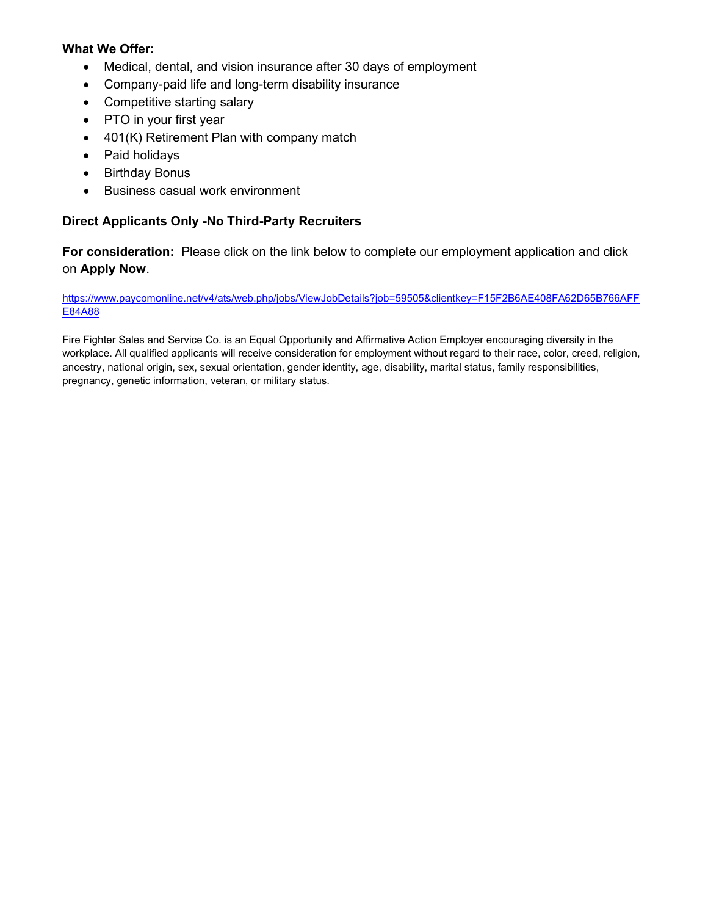**What We Offer:**

- Medical, dental, and vision insurance after 30 days of employment
- Company-paid life and long-term disability insurance
- Competitive starting salary
- PTO in your first year
- 401(K) Retirement Plan with company match
- Paid holidays
- Birthday Bonus
- Business casual work environment

**Direct Applicants Only -No Third-Party Recruiters**

**For consideration:** Please click on the link below to complete our employment application and click on **Apply Now**.

https://www.paycomonline.net/v4/ats/web.php/jobs/ViewJobDetails?job=59505&clientkey=F15F2B6AE408FA62D65B766AFFE84A88

Fire Fighter Sales and Service Co. is an Equal Opportunity and Affirmative Action Employer encouraging diversity in the workplace. All qualified applicants will receive consideration for employment without regard to their race, color, creed, religion, ancestry, national origin, sex, sexual orientation, gender identity, age, disability, marital status, family responsibilities, pregnancy, genetic information, veteran, or military status.